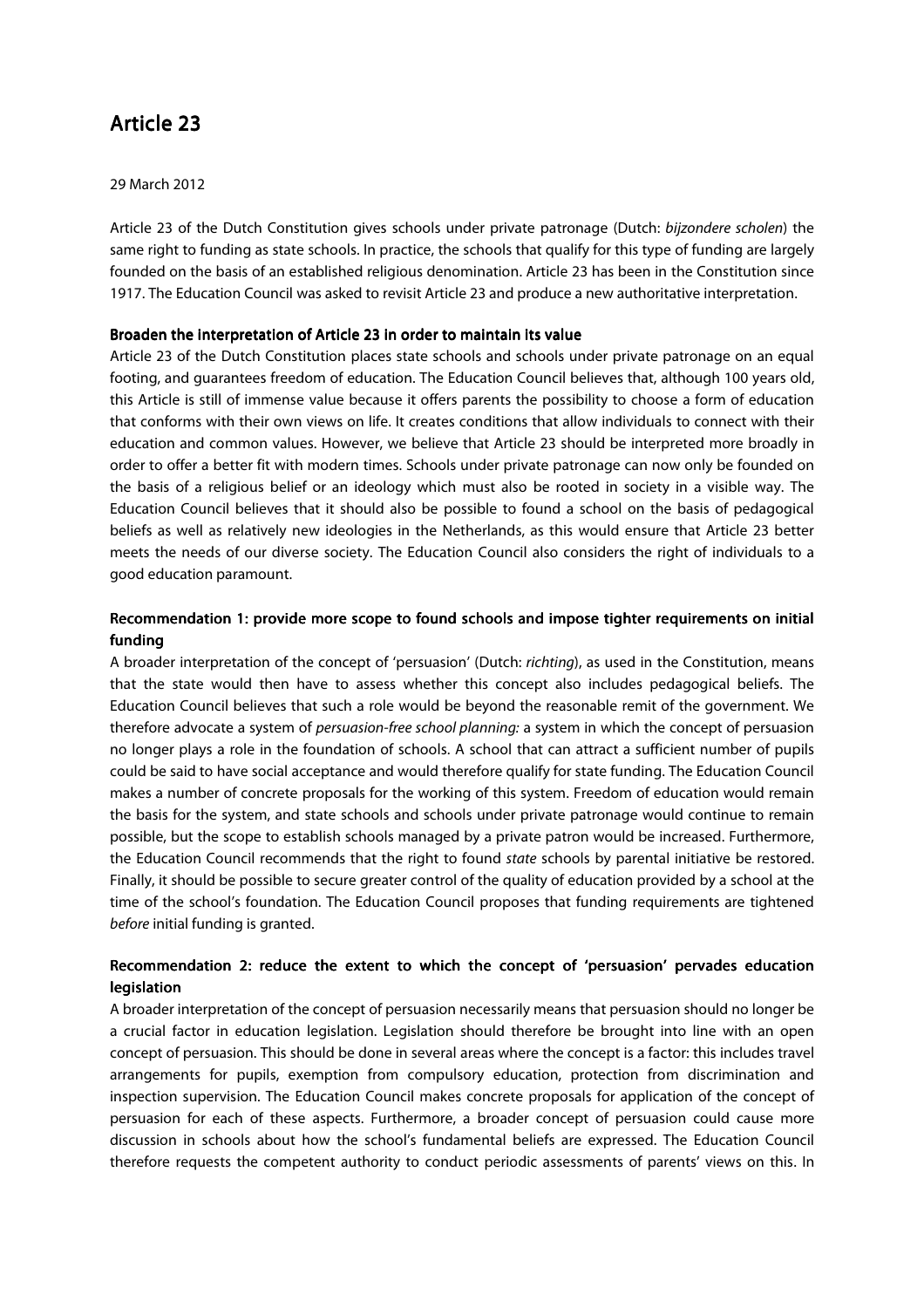# Article 23

29 March 2012

Article 23 of the Dutch Constitution gives schools under private patronage (Dutch: *bijzondere scholen*) the same right to funding as state schools. In practice, the schools that qualify for this type of funding are largely founded on the basis of an established religious denomination. Article 23 has been in the Constitution since 1917. The Education Council was asked to revisit Article 23 and produce a new authoritative interpretation.

### Broaden the interpretation of Article 23 in order to maintain its value

Article 23 of the Dutch Constitution places state schools and schools under private patronage on an equal footing, and guarantees freedom of education. The Education Council believes that, although 100 years old, this Article is still of immense value because it offers parents the possibility to choose a form of education that conforms with their own views on life. It creates conditions that allow individuals to connect with their education and common values. However, we believe that Article 23 should be interpreted more broadly in order to offer a better fit with modern times. Schools under private patronage can now only be founded on the basis of a religious belief or an ideology which must also be rooted in society in a visible way. The Education Council believes that it should also be possible to found a school on the basis of pedagogical beliefs as well as relatively new ideologies in the Netherlands, as this would ensure that Article 23 better meets the needs of our diverse society. The Education Council also considers the right of individuals to a good education paramount.

### Recommendation 1: provide more scope to found schools and impose tighter requirements on initial funding

A broader interpretation of the concept of 'persuasion' (Dutch: *richting*), as used in the Constitution, means that the state would then have to assess whether this concept also includes pedagogical beliefs. The Education Council believes that such a role would be beyond the reasonable remit of the government. We therefore advocate a system of *persuasion-free school planning:* a system in which the concept of persuasion no longer plays a role in the foundation of schools. A school that can attract a sufficient number of pupils could be said to have social acceptance and would therefore qualify for state funding. The Education Council makes a number of concrete proposals for the working of this system. Freedom of education would remain the basis for the system, and state schools and schools under private patronage would continue to remain possible, but the scope to establish schools managed by a private patron would be increased. Furthermore, the Education Council recommends that the right to found *state* schools by parental initiative be restored. Finally, it should be possible to secure greater control of the quality of education provided by a school at the time of the school's foundation. The Education Council proposes that funding requirements are tightened *before* initial funding is granted.

### Recommendation 2: reduce the extent to which the concept of 'persuasion' pervades education legislation

A broader interpretation of the concept of persuasion necessarily means that persuasion should no longer be a crucial factor in education legislation. Legislation should therefore be brought into line with an open concept of persuasion. This should be done in several areas where the concept is a factor: this includes travel arrangements for pupils, exemption from compulsory education, protection from discrimination and inspection supervision. The Education Council makes concrete proposals for application of the concept of persuasion for each of these aspects. Furthermore, a broader concept of persuasion could cause more discussion in schools about how the school's fundamental beliefs are expressed. The Education Council therefore requests the competent authority to conduct periodic assessments of parents' views on this. In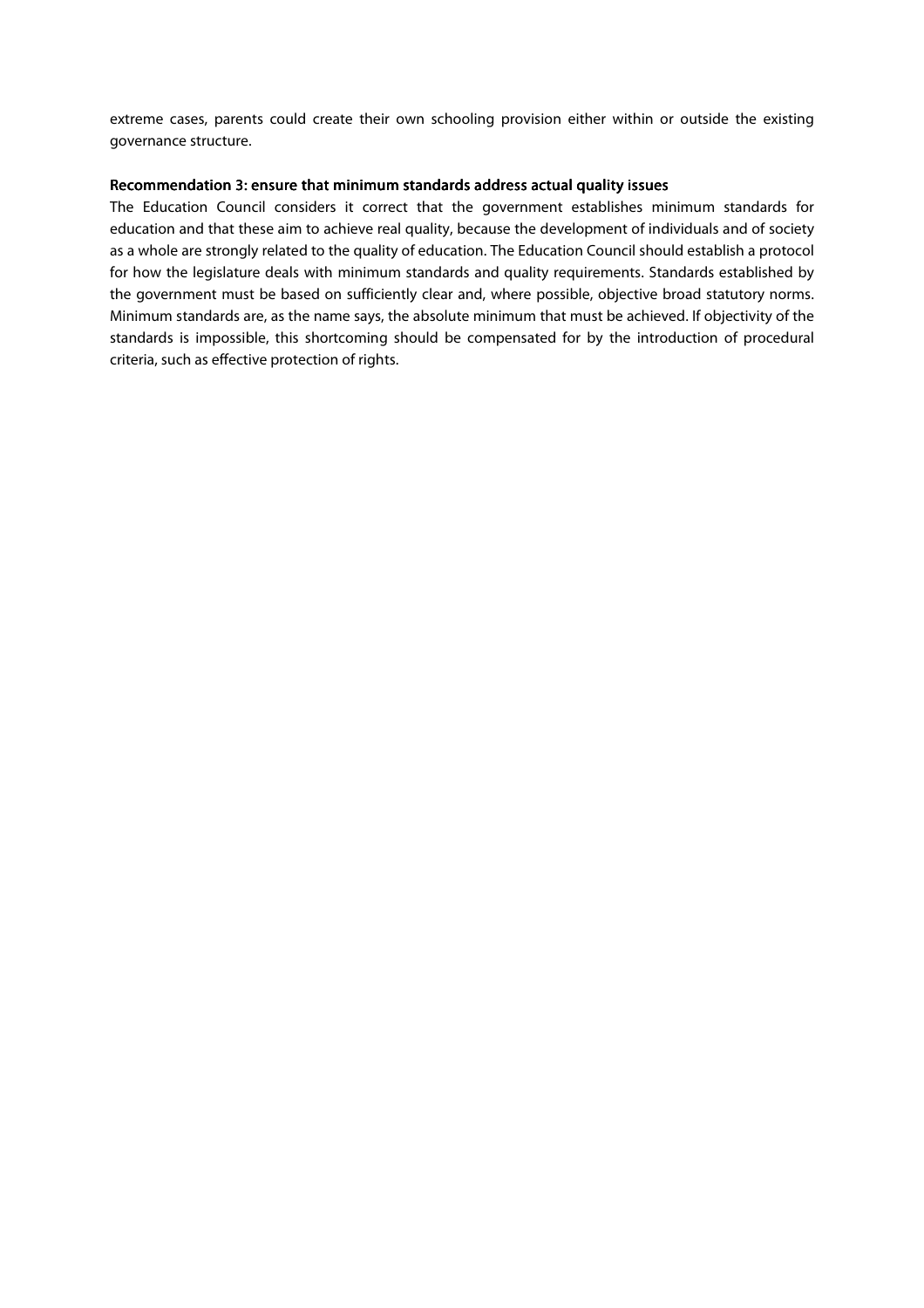extreme cases, parents could create their own schooling provision either within or outside the existing governance structure.

### Recommendation 3: ensure that minimum standards address actual quality issues

The Education Council considers it correct that the government establishes minimum standards for education and that these aim to achieve real quality, because the development of individuals and of society as a whole are strongly related to the quality of education. The Education Council should establish a protocol for how the legislature deals with minimum standards and quality requirements. Standards established by the government must be based on sufficiently clear and, where possible, objective broad statutory norms. Minimum standards are, as the name says, the absolute minimum that must be achieved. If objectivity of the standards is impossible, this shortcoming should be compensated for by the introduction of procedural criteria, such as effective protection of rights.